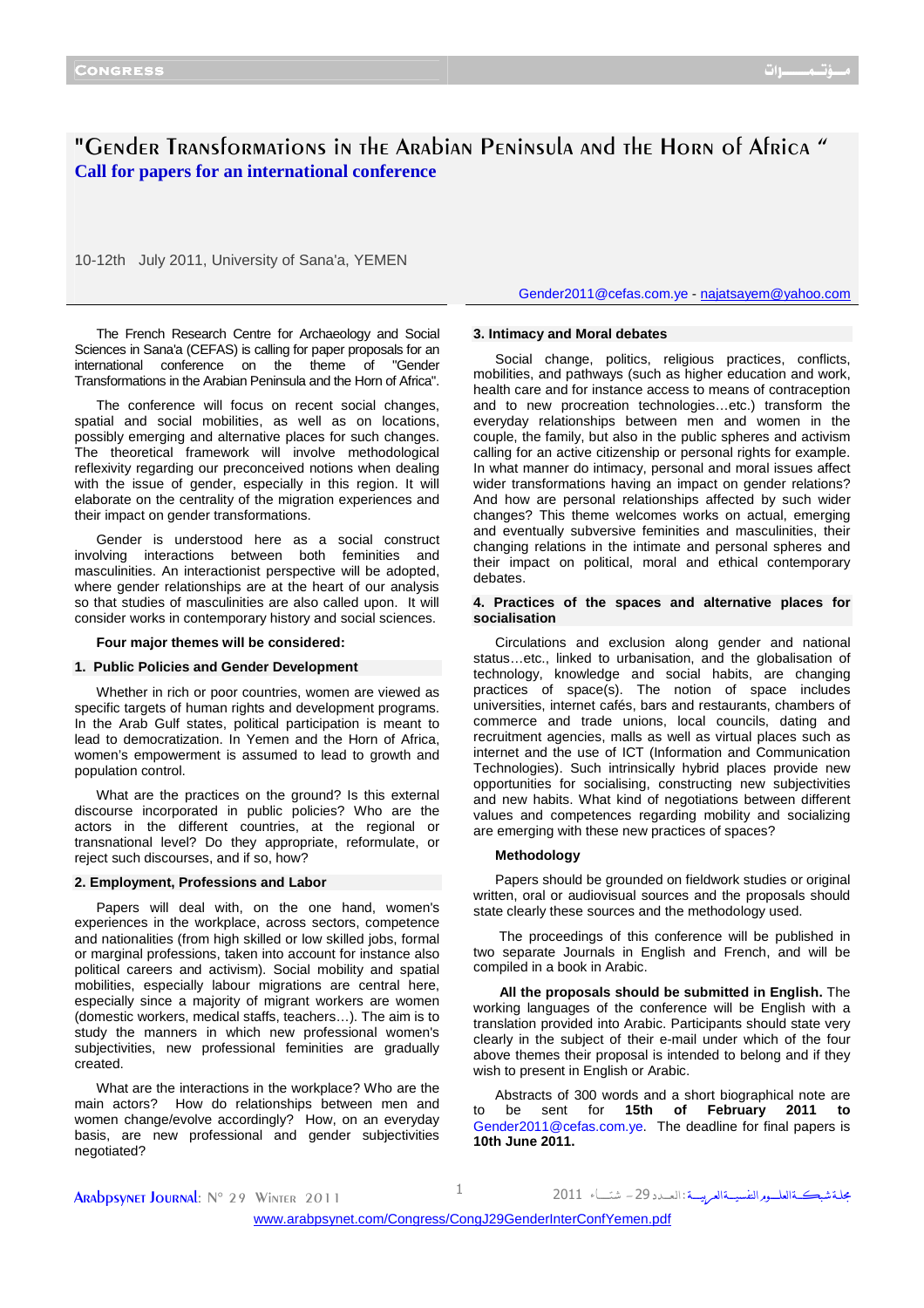# "Gender Transformations in the Arabian Peninsula and the Horn of Africa "

## Call for papers for an international conference

10-12th July 2011, University of Sana'a, YEMEN

Gender2011@cefas.com.ye - najatsayem@yahoo.com

The French Research Centre for Archaeology and Social Sciences in Sana'a (CEFAS) is calling for paper proposals for an international conference on the theme of "Gender Transformations in the Arabian Peninsula and the Horn of Africa".

The conference will focus on recent social changes, spatial and social mobilities, as well as on locations, possibly emerging and alternative places for such changes. The theoretical framework will involve methodological reflexivity regarding our preconceived notions when dealing with the issue of gender, especially in this region. It will elaborate on the centrality of the migration experiences and their impact on gender transformations.

Gender is understood here as a social construct involving interactions between both feminities and masculinities. An interactionist perspective will be adopted, where gender relationships are at the heart of our analysis so that studies of masculinities are also called upon. It will consider works in contemporary history and social sciences.

**Four major themes will be considered:**

### 1. Public Policies and Gender Development

Whether in rich or poor countries, women are viewed as specific targets of human rights and development programs. In the Arab Gulf states, political participation is meant to lead to democratization. In Yemen and the Horn of Africa, women's empowerment is assumed to lead to growth and population control.

What are the practices on the ground? Is this external discourse incorporated in public policies? Who are the actors in the different countries, at the regional or transnational level? Do they appropriate, reformulate, or reject such discourses, and if so, how?

### 2. Employment, Professions and Labor

Papers will deal with, on the one hand, women's experiences in the workplace, across sectors, competence and nationalities (from high skilled or low skilled jobs, formal or marginal professions, taken into account for instance also political careers and activism). Social mobility and spatial mobilities, especially labour migrations are central here, especially since a majority of migrant workers are women (domestic workers, medical staffs, teachers…). The aim is to study the manners in which new professional women's subjectivities, new professional feminities are gradually created.

What are the interactions in the workplace? Who are the main actors? How do relationships between men and women change/evolve accordingly? How, on an everyday basis, are new professional and gender subjectivities negotiated?

### 3. Intimacy and Moral debates

Social change, politics, religious practices, conflicts, mobilities, and pathways (such as higher education and work, health care and for instance access to means of contraception and to new procreation technologies…etc.) transform the everyday relationships between men and women in the couple, the family, but also in the public spheres and activism calling for an active citizenship or personal rights for example. In what manner do intimacy, personal and moral issues affect wider transformations having an impact on gender relations? And how are personal relationships affected by such wider changes? This theme welcomes works on actual, emerging and eventually subversive feminities and masculinities, their changing relations in the intimate and personal spheres and their impact on political, moral and ethical contemporary debates.

### 4. Practices of the spaces and alternative places for socialisation

Circulations and exclusion along gender and national status…etc., linked to urbanisation, and the globalisation of technology, knowledge and social habits, are changing practices of space(s). The notion of space includes universities, internet cafés, bars and restaurants, chambers of commerce and trade unions, local councils, dating and recruitment agencies, malls as well as virtual places such as internet and the use of ICT (Information and Communication Technologies). Such intrinsically hybrid places provide new opportunities for socialising, constructing new subjectivities and new habits. What kind of negotiations between different values and competences regarding mobility and socializing are emerging with these new practices of spaces?

### Methodology

Papers should be grounded on fieldwork studies or original written, oral or audiovisual sources and the proposals should state clearly these sources and the methodology used.

The proceedings of this conference will be published in two separate Journals in English and French, and will be compiled in a book in Arabic.

**All the proposals should be submitted in English.** The working languages of the conference will be English with a translation provided into Arabic. Participants should state very clearly in the subject of their e-mail under which of the four above themes their proposal is intended to belong and if they wish to present in English or Arabic.

Abstracts of 300 words and a short biographical note are to be sent for **15th of February 2011 to** Gender2011@cefas.com.ye. The deadline for final papers is **10th June 2011.**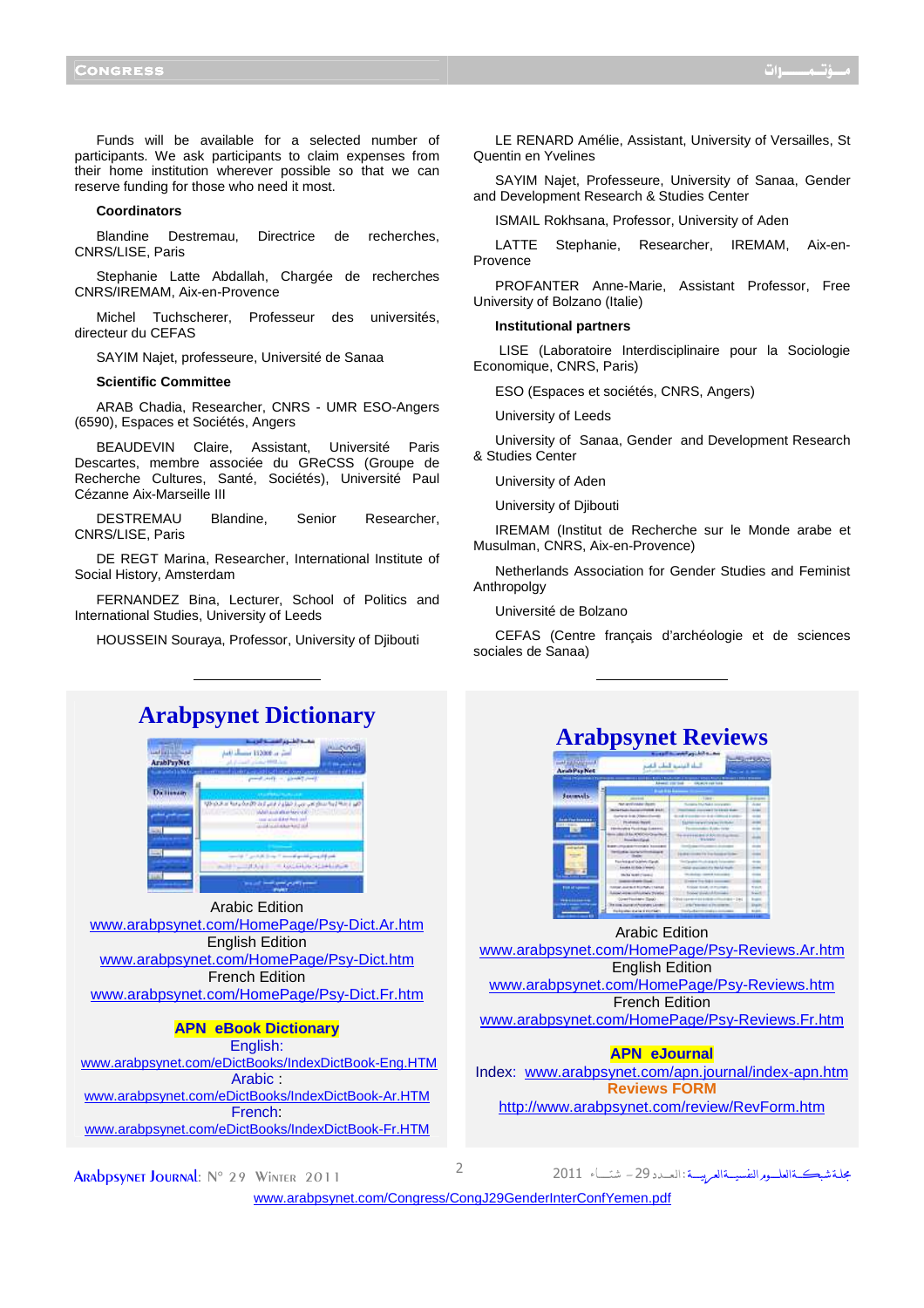Funds will be available for a selected number of participants. We ask participants to claim expenses from their home institution wherever possible so that we can reserve funding for those who need it most.

**Coordinators**

Blandine Destremau, Directrice de recherches, CNRS/LISE, Paris

Stephanie Latte Abdallah, Chargée de recherches CNRS/IREMAM, Aix-en-Provence

Michel Tuchscherer, Professeur des universités, directeur du CEFAS

SAYIM Najet, professeure, Université de Sanaa

**Scientific Committee**

ARAB Chadia, Researcher, CNRS - UMR ESO-Angers (6590), Espaces et Sociétés, Angers

BEAUDEVIN Claire, Assistant, Université Paris Descartes, membre associée du GReCSS (Groupe de Recherche Cultures, Santé, Sociétés), Université Paul Cézanne Aix-Marseille III

DESTREMAU Blandine, Senior Researcher, CNRS/LISE, Paris

DE REGT Marina, Researcher, International Institute of Social History, Amsterdam

FERNANDEZ Bina, Lecturer, School of Politics and International Studies, University of Leeds

HOUSSEIN Souraya, Professor, University of Djibouti

LE RENARD Amélie, Assistant, University of Versailles, St Quentin en Yvelines

SAYIM Najet, Professeure, University of Sanaa, Gender and Development Research & Studies Center

ISMAIL Rokhsana, Professor, University of Aden

LATTE Stephanie, Researcher, IREMAM, Aix-en-Provence

PROFANTER Anne-Marie, Assistant Professor, Free University of Bolzano (Italie)

**Institutional partners**

LISE (Laboratoire Interdisciplinaire pour la Sociologie Economique, CNRS, Paris)

ESO (Espaces et sociétés, CNRS, Angers)

University of Leeds

University of Sanaa, Gender and Development Research & Studies Center

University of Aden

University of Djibouti

IREMAM (Institut de Recherche sur le Monde arabe et Musulman, CNRS, Aix-en-Provence)

Netherlands Association for Gender Studies and Feminist Anthropolgy

Université de Bolzano

CEFAS (Centre français d'archéologie et de sciences sociales de Sanaa)

---

## Arabpsynet Dictionary

Arabic Edition
www.arabpsynet.com/HomePage/Psy-Dict.Ar.htm
English Edition
www.arabpsynet.com/HomePage/Psy-Dict.htm
French Edition
www.arabpsynet.com/HomePage/Psy-Dict.Fr.htm

**APN eBook Dictionary**
English:
www.arabpsynet.com/eDictBooks/IndexDictBook-Eng.HTM
Arabic :
www.arabpsynet.com/eDictBooks/IndexDictBook-Ar.HTM
French:
www.arabpsynet.com/eDictBooks/IndexDictBook-Fr.HTM

## Arabpsynet Reviews

Arabic Edition
www.arabpsynet.com/HomePage/Psy-Reviews.Ar.htm
English Edition
www.arabpsynet.com/HomePage/Psy-Reviews.htm
French Edition
www.arabpsynet.com/HomePage/Psy-Reviews.Fr.htm

**APN eJournal**
Index: www.arabpsynet.com/apn.journal/index-apn.htm
**Reviews FORM**
http://www.arabpsynet.com/review/RevForm.htm

www.arabpsynet.com/Congress/CongJ29GenderInterConfYemen.pdf